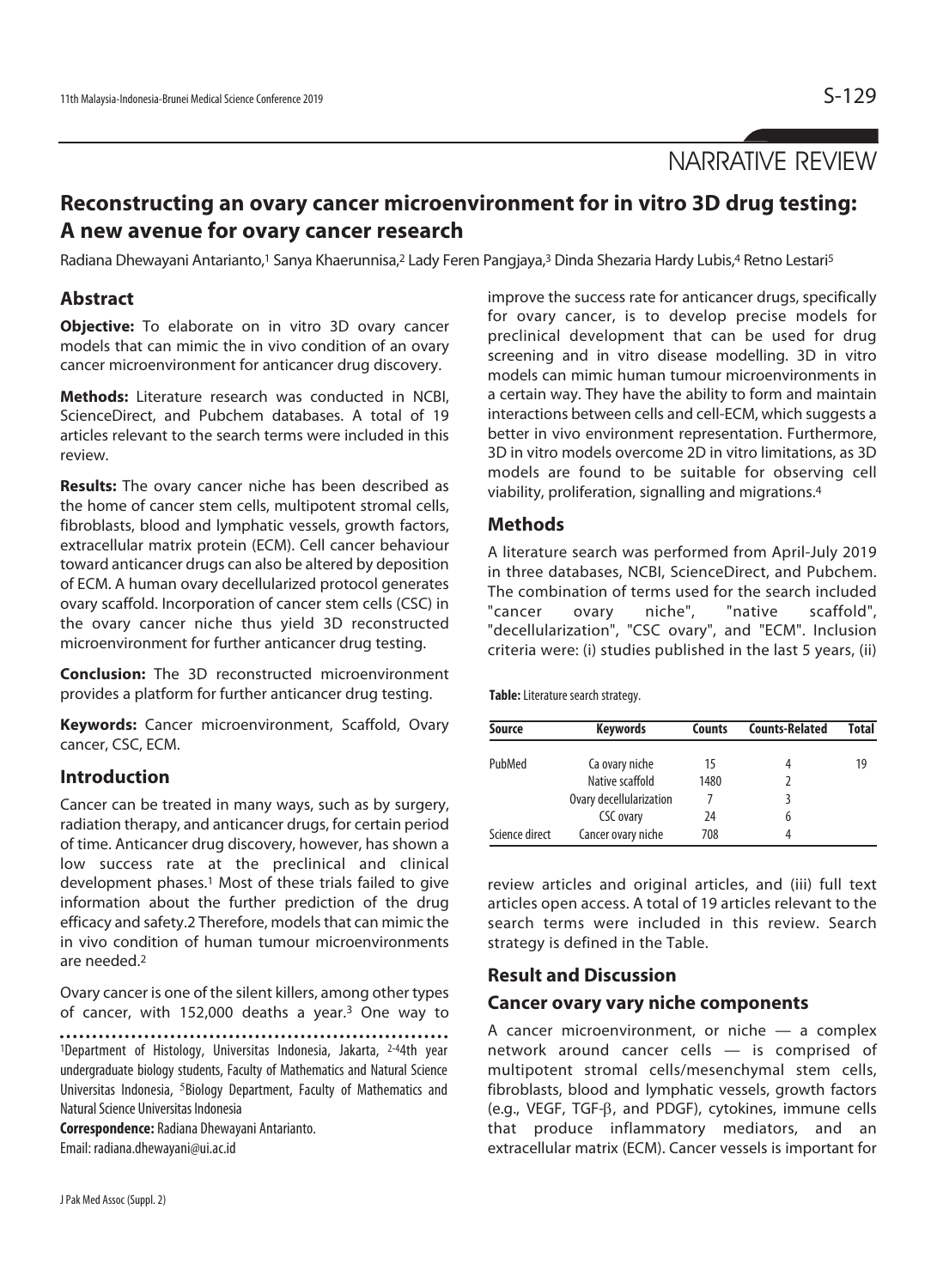NARRATIVE REVIEW

# Reconstructing an ovary cancer microenvironment for in vitro 3D drug testing: A new avenue for ovary cancer research

Radiana Dhewayani Antarianto,[1] Sanya Khaerunnisa,[2] Lady Feren Pangjaya,[3] Dinda Shezaria Hardy Lubis,[4] Retno Lestari[5]

## Abstract

**Objective:** To elaborate on in vitro 3D ovary cancer models that can mimic the in vivo condition of an ovary cancer microenvironment for anticancer drug discovery.

**Methods:** Literature research was conducted in NCBI, ScienceDirect, and Pubchem databases. A total of 19 articles relevant to the search terms were included in this review.

**Results:** The ovary cancer niche has been described as the home of cancer stem cells, multipotent stromal cells, fibroblasts, blood and lymphatic vessels, growth factors, extracellular matrix protein (ECM). Cell cancer behaviour toward anticancer drugs can also be altered by deposition of ECM. A human ovary decellularized protocol generates ovary scaffold. Incorporation of cancer stem cells (CSC) in the ovary cancer niche thus yield 3D reconstructed microenvironment for further anticancer drug testing.

**Conclusion:** The 3D reconstructed microenvironment provides a platform for further anticancer drug testing.

**Keywords:** Cancer microenvironment, Scaffold, Ovary cancer, CSC, ECM.

## Introduction

Cancer can be treated in many ways, such as by surgery, radiation therapy, and anticancer drugs, for certain period of time. Anticancer drug discovery, however, has shown a low success rate at the preclinical and clinical development phases.[1] Most of these trials failed to give information about the further prediction of the drug efficacy and safety.2 Therefore, models that can mimic the in vivo condition of human tumour microenvironments are needed.[2]

Ovary cancer is one of the silent killers, among other types of cancer, with 152,000 deaths a year.[3] One way to improve the success rate for anticancer drugs, specifically for ovary cancer, is to develop precise models for preclinical development that can be used for drug screening and in vitro disease modelling. 3D in vitro models can mimic human tumour microenvironments in a certain way. They have the ability to form and maintain interactions between cells and cell-ECM, which suggests a better in vivo environment representation. Furthermore, 3D in vitro models overcome 2D in vitro limitations, as 3D models are found to be suitable for observing cell viability, proliferation, signalling and migrations.[4]

[1]Department of Histology, Universitas Indonesia, Jakarta, [2-4]4th year undergraduate biology students, Faculty of Mathematics and Natural Science Universitas Indonesia, [5]Biology Department, Faculty of Mathematics and Natural Science Universitas Indonesia

**Correspondence:** Radiana Dhewayani Antarianto.
Email: radiana.dhewayani@ui.ac.id

## Methods

A literature search was performed from April-July 2019 in three databases, NCBI, ScienceDirect, and Pubchem. The combination of terms used for the search included "cancer ovary niche", "native scaffold", "decellularization", "CSC ovary", and "ECM". Inclusion criteria were: (i) studies published in the last 5 years, (ii) review articles and original articles, and (iii) full text articles open access. A total of 19 articles relevant to the search terms were included in this review. Search strategy is defined in the Table.

**Table:** Literature search strategy.

| Source | Keywords | Counts | Counts-Related | Total |
|---|---|---|---|---|
| PubMed | Ca ovary niche | 15 | 4 | 19 |
| | Native scaffold | 1480 | 2 | |
| | Ovary decellularization | 7 | 3 | |
| | CSC ovary | 24 | 6 | |
| Science direct | Cancer ovary niche | 708 | 4 | |

## Result and Discussion

### Cancer ovary vary niche components

A cancer microenvironment, or niche — a complex network around cancer cells — is comprised of multipotent stromal cells/mesenchymal stem cells, fibroblasts, blood and lymphatic vessels, growth factors (e.g., VEGF, TGF-$\beta$, and PDGF), cytokines, immune cells that produce inflammatory mediators, and an extracellular matrix (ECM). Cancer vessels is important for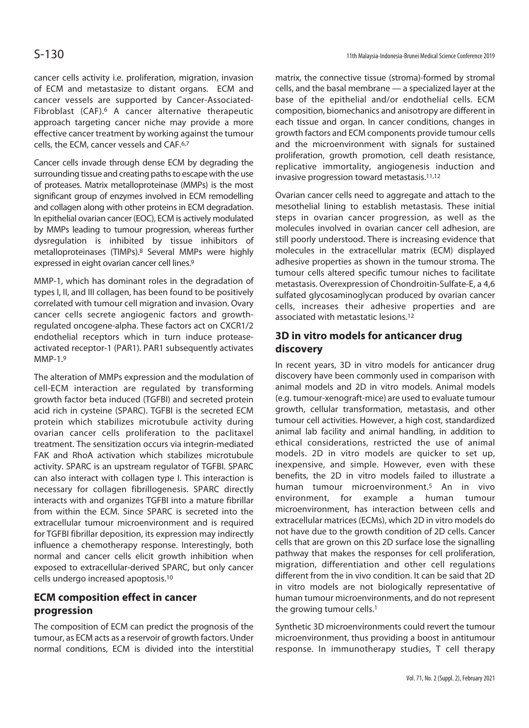cancer cells activity i.e. proliferation, migration, invasion of ECM and metastasize to distant organs. ECM and cancer vessels are supported by Cancer-Associated-Fibroblast (CAF).[6] A cancer alternative therapeutic approach targeting cancer niche may provide a more effective cancer treatment by working against the tumour cells, the ECM, cancer vessels and CAF.[6,7]

Cancer cells invade through dense ECM by degrading the surrounding tissue and creating paths to escape with the use of proteases. Matrix metalloproteinase (MMPs) is the most significant group of enzymes involved in ECM remodelling and collagen along with other proteins in ECM degradation. In epithelial ovarian cancer (EOC), ECM is actively modulated by MMPs leading to tumour progression, whereas further dysregulation is inhibited by tissue inhibitors of metalloproteinases (TIMPs).[8] Several MMPs were highly expressed in eight ovarian cancer cell lines.[9]

MMP-1, which has dominant roles in the degradation of types I, II, and III collagen, has been found to be positively correlated with tumour cell migration and invasion. Ovary cancer cells secrete angiogenic factors and growth-regulated oncogene-alpha. These factors act on CXCR1/2 endothelial receptors which in turn induce protease-activated receptor-1 (PAR1). PAR1 subsequently activates MMP-1.[9]

The alteration of MMPs expression and the modulation of cell-ECM interaction are regulated by transforming growth factor beta induced (TGFBI) and secreted protein acid rich in cysteine (SPARC). TGFBI is the secreted ECM protein which stabilizes microtubule activity during ovarian cancer cells proliferation to the paclitaxel treatment. The sensitization occurs via integrin-mediated FAK and RhoA activation which stabilizes microtubule activity. SPARC is an upstream regulator of TGFBI. SPARC can also interact with collagen type I. This interaction is necessary for collagen fibrillogenesis. SPARC directly interacts with and organizes TGFBI into a mature fibrillar from within the ECM. Since SPARC is secreted into the extracellular tumour microenvironment and is required for TGFBI fibrillar deposition, its expression may indirectly influence a chemotherapy response. Interestingly, both normal and cancer cells elicit growth inhibition when exposed to extracellular-derived SPARC, but only cancer cells undergo increased apoptosis.[10]

## ECM composition effect in cancer progression

The composition of ECM can predict the prognosis of the tumour, as ECM acts as a reservoir of growth factors. Under normal conditions, ECM is divided into the interstitial matrix, the connective tissue (stroma)-formed by stromal cells, and the basal membrane — a specialized layer at the base of the epithelial and/or endothelial cells. ECM composition, biomechanics and anisotropy are different in each tissue and organ. In cancer conditions, changes in growth factors and ECM components provide tumour cells and the microenvironment with signals for sustained proliferation, growth promotion, cell death resistance, replicative immortality, angiogenesis induction and invasive progression toward metastasis.[11,12]

Ovarian cancer cells need to aggregate and attach to the mesothelial lining to establish metastasis. These initial steps in ovarian cancer progression, as well as the molecules involved in ovarian cancer cell adhesion, are still poorly understood. There is increasing evidence that molecules in the extracellular matrix (ECM) displayed adhesive properties as shown in the tumour stroma. The tumour cells altered specific tumour niches to facilitate metastasis. Overexpression of Chondroitin-Sulfate-E, a 4,6 sulfated glycosaminoglycan produced by ovarian cancer cells, increases their adhesive properties and are associated with metastatic lesions.[12]

## 3D in vitro models for anticancer drug discovery

In recent years, 3D in vitro models for anticancer drug discovery have been commonly used in comparison with animal models and 2D in vitro models. Animal models (e.g. tumour-xenograft-mice) are used to evaluate tumour growth, cellular transformation, metastasis, and other tumour cell activities. However, a high cost, standardized animal lab facility and animal handling, in addition to ethical considerations, restricted the use of animal models. 2D in vitro models are quicker to set up, inexpensive, and simple. However, even with these benefits, the 2D in vitro models failed to illustrate a human tumour microenvironment.[5] An in vivo environment, for example a human tumour microenvironment, has interaction between cells and extracellular matrices (ECMs), which 2D in vitro models do not have due to the growth condition of 2D cells. Cancer cells that are grown on this 2D surface lose the signalling pathway that makes the responses for cell proliferation, migration, differentiation and other cell regulations different from the in vivo condition. It can be said that 2D in vitro models are not biologically representative of human tumour microenvironments, and do not represent the growing tumour cells.[1]

Synthetic 3D microenvironments could revert the tumour microenvironment, thus providing a boost in antitumour response. In immunotherapy studies, T cell therapy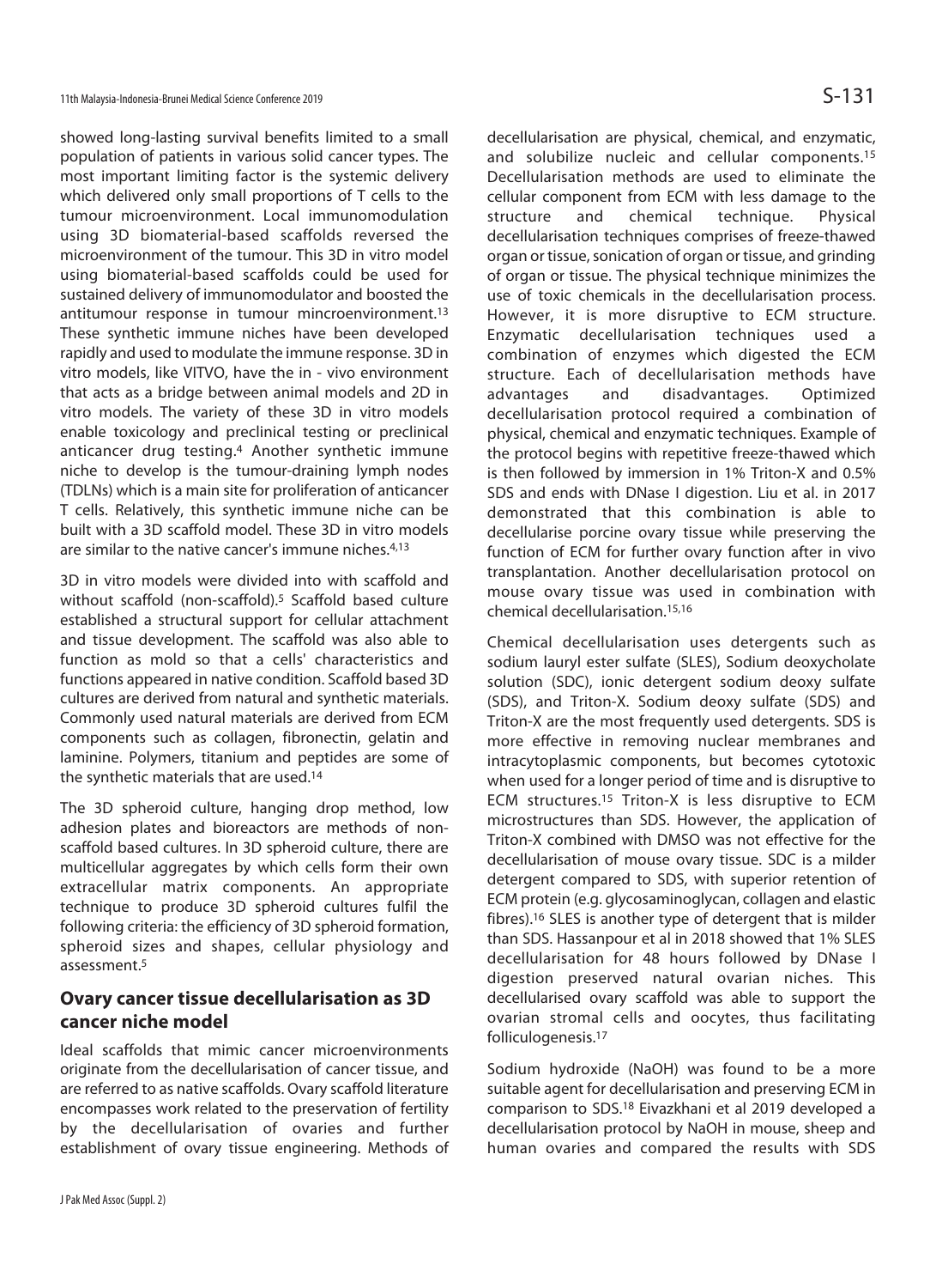showed long-lasting survival benefits limited to a small population of patients in various solid cancer types. The most important limiting factor is the systemic delivery which delivered only small proportions of T cells to the tumour microenvironment. Local immunomodulation using 3D biomaterial-based scaffolds reversed the microenvironment of the tumour. This 3D in vitro model using biomaterial-based scaffolds could be used for sustained delivery of immunomodulator and boosted the antitumour response in tumour mincroenvironment.[13] These synthetic immune niches have been developed rapidly and used to modulate the immune response. 3D in vitro models, like VITVO, have the in - vivo environment that acts as a bridge between animal models and 2D in vitro models. The variety of these 3D in vitro models enable toxicology and preclinical testing or preclinical anticancer drug testing.[4] Another synthetic immune niche to develop is the tumour-draining lymph nodes (TDLNs) which is a main site for proliferation of anticancer T cells. Relatively, this synthetic immune niche can be built with a 3D scaffold model. These 3D in vitro models are similar to the native cancer's immune niches.[4,13]

3D in vitro models were divided into with scaffold and without scaffold (non-scaffold).[5] Scaffold based culture established a structural support for cellular attachment and tissue development. The scaffold was also able to function as mold so that a cells' characteristics and functions appeared in native condition. Scaffold based 3D cultures are derived from natural and synthetic materials. Commonly used natural materials are derived from ECM components such as collagen, fibronectin, gelatin and laminine. Polymers, titanium and peptides are some of the synthetic materials that are used.[14]

The 3D spheroid culture, hanging drop method, low adhesion plates and bioreactors are methods of non-scaffold based cultures. In 3D spheroid culture, there are multicellular aggregates by which cells form their own extracellular matrix components. An appropriate technique to produce 3D spheroid cultures fulfil the following criteria: the efficiency of 3D spheroid formation, spheroid sizes and shapes, cellular physiology and assessment.[5]

## Ovary cancer tissue decellularisation as 3D cancer niche model

Ideal scaffolds that mimic cancer microenvironments originate from the decellularisation of cancer tissue, and are referred to as native scaffolds. Ovary scaffold literature encompasses work related to the preservation of fertility by the decellularisation of ovaries and further establishment of ovary tissue engineering. Methods of decellularisation are physical, chemical, and enzymatic, and solubilize nucleic and cellular components.[15] Decellularisation methods are used to eliminate the cellular component from ECM with less damage to the structure and chemical technique. Physical decellularisation techniques comprises of freeze-thawed organ or tissue, sonication of organ or tissue, and grinding of organ or tissue. The physical technique minimizes the use of toxic chemicals in the decellularisation process. However, it is more disruptive to ECM structure. Enzymatic decellularisation techniques used a combination of enzymes which digested the ECM structure. Each of decellularisation methods have advantages and disadvantages. Optimized decellularisation protocol required a combination of physical, chemical and enzymatic techniques. Example of the protocol begins with repetitive freeze-thawed which is then followed by immersion in 1% Triton-X and 0.5% SDS and ends with DNase I digestion. Liu et al. in 2017 demonstrated that this combination is able to decellularise porcine ovary tissue while preserving the function of ECM for further ovary function after in vivo transplantation. Another decellularisation protocol on mouse ovary tissue was used in combination with chemical decellularisation.[15,16]

Chemical decellularisation uses detergents such as sodium lauryl ester sulfate (SLES), Sodium deoxycholate solution (SDC), ionic detergent sodium deoxy sulfate (SDS), and Triton-X. Sodium deoxy sulfate (SDS) and Triton-X are the most frequently used detergents. SDS is more effective in removing nuclear membranes and intracytoplasmic components, but becomes cytotoxic when used for a longer period of time and is disruptive to ECM structures.[15] Triton-X is less disruptive to ECM microstructures than SDS. However, the application of Triton-X combined with DMSO was not effective for the decellularisation of mouse ovary tissue. SDC is a milder detergent compared to SDS, with superior retention of ECM protein (e.g. glycosaminoglycan, collagen and elastic fibres).[16] SLES is another type of detergent that is milder than SDS. Hassanpour et al in 2018 showed that 1% SLES decellularisation for 48 hours followed by DNase I digestion preserved natural ovarian niches. This decellularised ovary scaffold was able to support the ovarian stromal cells and oocytes, thus facilitating folliculogenesis.[17]

Sodium hydroxide (NaOH) was found to be a more suitable agent for decellularisation and preserving ECM in comparison to SDS.[18] Eivazkhani et al 2019 developed a decellularisation protocol by NaOH in mouse, sheep and human ovaries and compared the results with SDS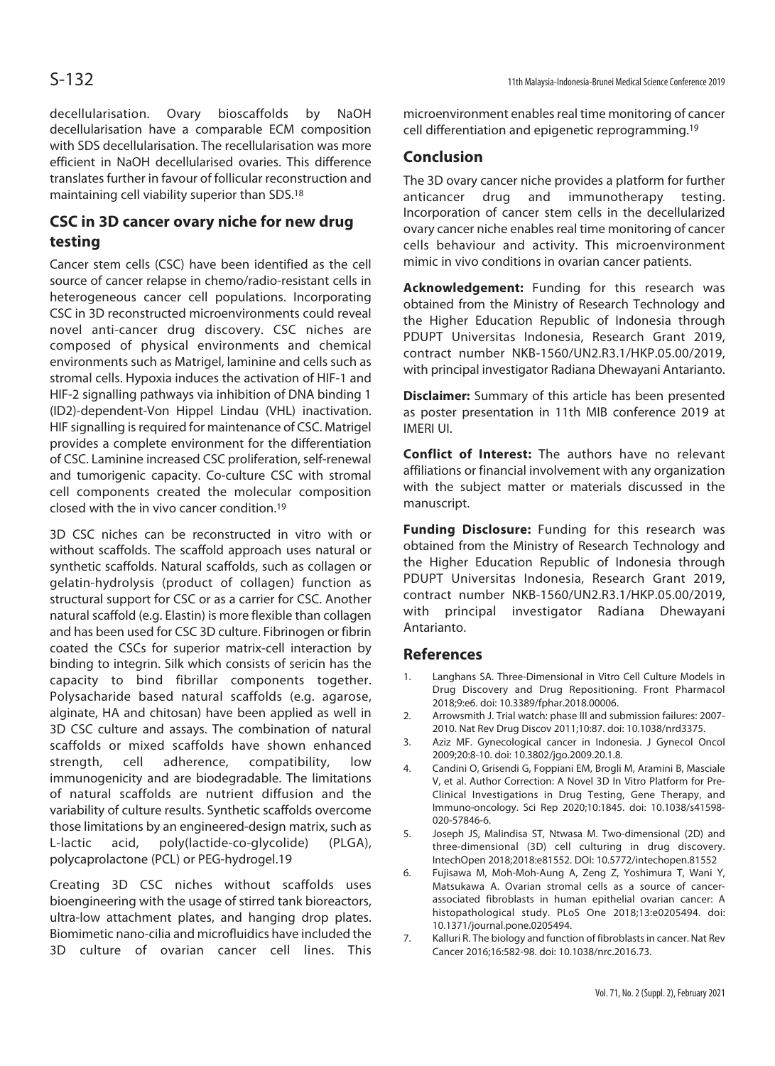decellularisation. Ovary bioscaffolds by NaOH decellularisation have a comparable ECM composition with SDS decellularisation. The recellularisation was more efficient in NaOH decellularised ovaries. This difference translates further in favour of follicular reconstruction and maintaining cell viability superior than SDS.[18]

## CSC in 3D cancer ovary niche for new drug testing

Cancer stem cells (CSC) have been identified as the cell source of cancer relapse in chemo/radio-resistant cells in heterogeneous cancer cell populations. Incorporating CSC in 3D reconstructed microenvironments could reveal novel anti-cancer drug discovery. CSC niches are composed of physical environments and chemical environments such as Matrigel, laminine and cells such as stromal cells. Hypoxia induces the activation of HIF-1 and HIF-2 signalling pathways via inhibition of DNA binding 1 (ID2)-dependent-Von Hippel Lindau (VHL) inactivation. HIF signalling is required for maintenance of CSC. Matrigel provides a complete environment for the differentiation of CSC. Laminine increased CSC proliferation, self-renewal and tumorigenic capacity. Co-culture CSC with stromal cell components created the molecular composition closed with the in vivo cancer condition.[19]

3D CSC niches can be reconstructed in vitro with or without scaffolds. The scaffold approach uses natural or synthetic scaffolds. Natural scaffolds, such as collagen or gelatin-hydrolysis (product of collagen) function as structural support for CSC or as a carrier for CSC. Another natural scaffold (e.g. Elastin) is more flexible than collagen and has been used for CSC 3D culture. Fibrinogen or fibrin coated the CSCs for superior matrix-cell interaction by binding to integrin. Silk which consists of sericin has the capacity to bind fibrillar components together. Polysacharide based natural scaffolds (e.g. agarose, alginate, HA and chitosan) have been applied as well in 3D CSC culture and assays. The combination of natural scaffolds or mixed scaffolds have shown enhanced strength, cell adherence, compatibility, low immunogenicity and are biodegradable. The limitations of natural scaffolds are nutrient diffusion and the variability of culture results. Synthetic scaffolds overcome those limitations by an engineered-design matrix, such as L-lactic acid, poly(lactide-co-glycolide) (PLGA), polycaprolactone (PCL) or PEG-hydrogel.[19]

Creating 3D CSC niches without scaffolds uses bioengineering with the usage of stirred tank bioreactors, ultra-low attachment plates, and hanging drop plates. Biomimetic nano-cilia and microfluidics have included the 3D culture of ovarian cancer cell lines. This microenvironment enables real time monitoring of cancer cell differentiation and epigenetic reprogramming.[19]

## Conclusion

The 3D ovary cancer niche provides a platform for further anticancer drug and immunotherapy testing. Incorporation of cancer stem cells in the decellularized ovary cancer niche enables real time monitoring of cancer cells behaviour and activity. This microenvironment mimic in vivo conditions in ovarian cancer patients.

**Acknowledgement:** Funding for this research was obtained from the Ministry of Research Technology and the Higher Education Republic of Indonesia through PDUPT Universitas Indonesia, Research Grant 2019, contract number NKB-1560/UN2.R3.1/HKP.05.00/2019, with principal investigator Radiana Dhewayani Antarianto.

**Disclaimer:** Summary of this article has been presented as poster presentation in 11th MIB conference 2019 at IMERI UI.

**Conflict of Interest:** The authors have no relevant affiliations or financial involvement with any organization with the subject matter or materials discussed in the manuscript.

**Funding Disclosure:** Funding for this research was obtained from the Ministry of Research Technology and the Higher Education Republic of Indonesia through PDUPT Universitas Indonesia, Research Grant 2019, contract number NKB-1560/UN2.R3.1/HKP.05.00/2019, with principal investigator Radiana Dhewayani Antarianto.

## References

1. Langhans SA. Three-Dimensional in Vitro Cell Culture Models in Drug Discovery and Drug Repositioning. Front Pharmacol 2018;9:e6. doi: 10.3389/fphar.2018.00006.
2. Arrowsmith J. Trial watch: phase III and submission failures: 2007-2010. Nat Rev Drug Discov 2011;10:87. doi: 10.1038/nrd3375.
3. Aziz MF. Gynecological cancer in Indonesia. J Gynecol Oncol 2009;20:8-10. doi: 10.3802/jgo.2009.20.1.8.
4. Candini O, Grisendi G, Foppiani EM, Brogli M, Aramini B, Masciale V, et al. Author Correction: A Novel 3D In Vitro Platform for Pre-Clinical Investigations in Drug Testing, Gene Therapy, and Immuno-oncology. Sci Rep 2020;10:1845. doi: 10.1038/s41598-020-57846-6.
5. Joseph JS, Malindisa ST, Ntwasa M. Two-dimensional (2D) and three-dimensional (3D) cell culturing in drug discovery. IntechOpen 2018;2018:e81552. DOI: 10.5772/intechopen.81552
6. Fujisawa M, Moh-Moh-Aung A, Zeng Z, Yoshimura T, Wani Y, Matsukawa A. Ovarian stromal cells as a source of cancer-associated fibroblasts in human epithelial ovarian cancer: A histopathological study. PLoS One 2018;13:e0205494. doi: 10.1371/journal.pone.0205494.
7. Kalluri R. The biology and function of fibroblasts in cancer. Nat Rev Cancer 2016;16:582-98. doi: 10.1038/nrc.2016.73.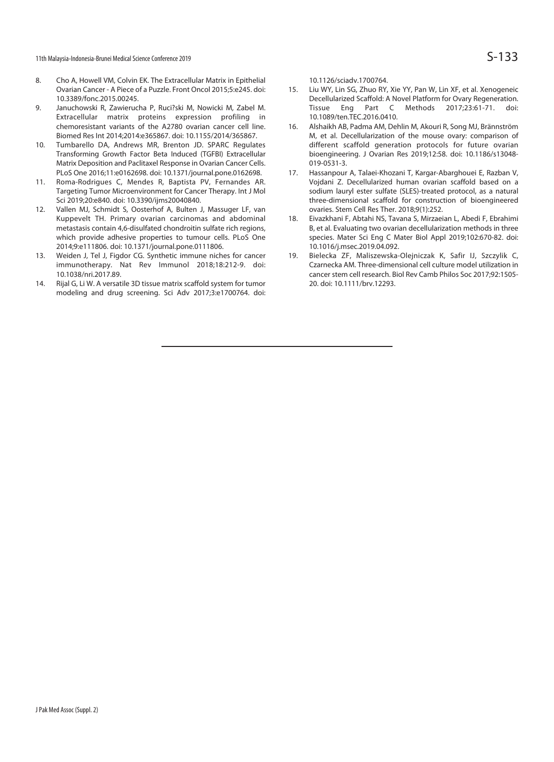8. Cho A, Howell VM, Colvin EK. The Extracellular Matrix in Epithelial Ovarian Cancer - A Piece of a Puzzle. Front Oncol 2015;5:e245. doi: 10.3389/fonc.2015.00245.
9. Januchowski R, Zawierucha P, Ruci?ski M, Nowicki M, Zabel M. Extracellular matrix proteins expression profiling in chemoresistant variants of the A2780 ovarian cancer cell line. Biomed Res Int 2014;2014:e365867. doi: 10.1155/2014/365867.
10. Tumbarello DA, Andrews MR, Brenton JD. SPARC Regulates Transforming Growth Factor Beta Induced (TGFBI) Extracellular Matrix Deposition and Paclitaxel Response in Ovarian Cancer Cells. PLoS One 2016;11:e0162698. doi: 10.1371/journal.pone.0162698.
11. Roma-Rodrigues C, Mendes R, Baptista PV, Fernandes AR. Targeting Tumor Microenvironment for Cancer Therapy. Int J Mol Sci 2019;20:e840. doi: 10.3390/ijms20040840.
12. Vallen MJ, Schmidt S, Oosterhof A, Bulten J, Massuger LF, van Kuppevelt TH. Primary ovarian carcinomas and abdominal metastasis contain 4,6-disulfated chondroitin sulfate rich regions, which provide adhesive properties to tumour cells. PLoS One 2014;9:e111806. doi: 10.1371/journal.pone.0111806.
13. Weiden J, Tel J, Figdor CG. Synthetic immune niches for cancer immunotherapy. Nat Rev Immunol 2018;18:212-9. doi: 10.1038/nri.2017.89.
14. Rijal G, Li W. A versatile 3D tissue matrix scaffold system for tumor modeling and drug screening. Sci Adv 2017;3:e1700764. doi: 10.1126/sciadv.1700764.
15. Liu WY, Lin SG, Zhuo RY, Xie YY, Pan W, Lin XF, et al. Xenogeneic Decellularized Scaffold: A Novel Platform for Ovary Regeneration. Tissue Eng Part C Methods 2017;23:61-71. doi: 10.1089/ten.TEC.2016.0410.
16. Alshaikh AB, Padma AM, Dehlin M, Akouri R, Song MJ, Brännström M, et al. Decellularization of the mouse ovary: comparison of different scaffold generation protocols for future ovarian bioengineering. J Ovarian Res 2019;12:58. doi: 10.1186/s13048-019-0531-3.
17. Hassanpour A, Talaei-Khozani T, Kargar-Abarghouei E, Razban V, Vojdani Z. Decellularized human ovarian scaffold based on a sodium lauryl ester sulfate (SLES)-treated protocol, as a natural three-dimensional scaffold for construction of bioengineered ovaries. Stem Cell Res Ther. 2018;9(1):252.
18. Eivazkhani F, Abtahi NS, Tavana S, Mirzaeian L, Abedi F, Ebrahimi B, et al. Evaluating two ovarian decellularization methods in three species. Mater Sci Eng C Mater Biol Appl 2019;102:670-82. doi: 10.1016/j.msec.2019.04.092.
19. Bielecka ZF, Maliszewska-Olejniczak K, Safir IJ, Szczylik C, Czarnecka AM. Three-dimensional cell culture model utilization in cancer stem cell research. Biol Rev Camb Philos Soc 2017;92:1505-20. doi: 10.1111/brv.12293.